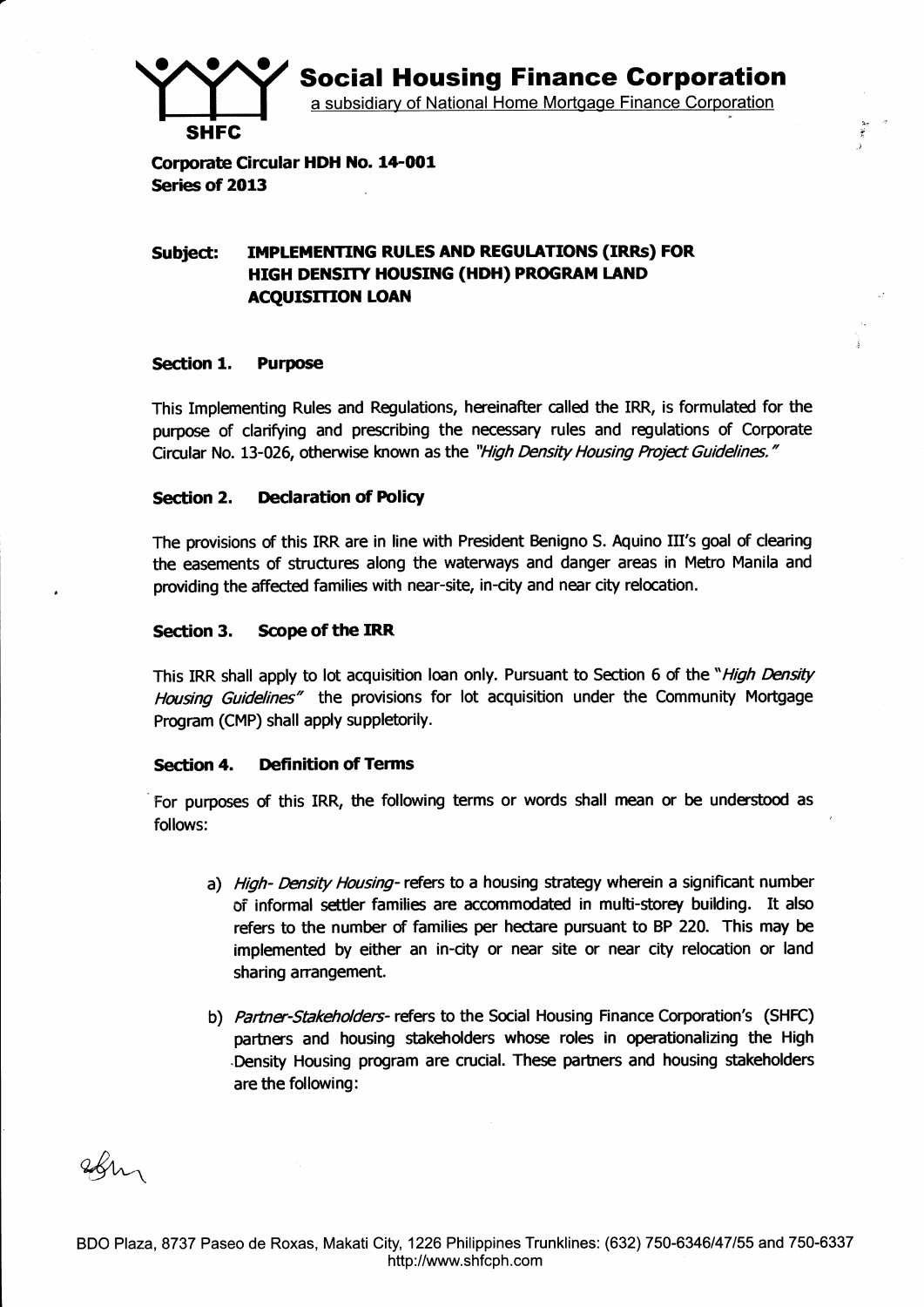**Social Housing Finance Corporation**

a subsidiary of National Home Mortgage Finance Corporation

SHFC

**Corporate Circular HDH No. 14-001**
**Series of 2013**

**Subject: IMPLEMENTING RULES AND REGULATIONS (IRRs) FOR HIGH DENSITY HOUSING (HDH) PROGRAM LAND ACQUISITION LOAN**

### Section 1. Purpose

This Implementing Rules and Regulations, hereinafter called the IRR, is formulated for the purpose of clarifying and prescribing the necessary rules and regulations of Corporate Circular No. 13-026, otherwise known as the *"High Density Housing Project Guidelines."*

### Section 2. Declaration of Policy

The provisions of this IRR are in line with President Benigno S. Aquino III's goal of clearing the easements of structures along the waterways and danger areas in Metro Manila and providing the affected families with near-site, in-city and near city relocation.

### Section 3. Scope of the IRR

This IRR shall apply to lot acquisition loan only. Pursuant to Section 6 of the "*High Density Housing Guidelines*" the provisions for lot acquisition under the Community Mortgage Program (CMP) shall apply suppletorily.

### Section 4. Definition of Terms

For purposes of this IRR, the following terms or words shall mean or be understood as follows:

a) *High- Density Housing*- refers to a housing strategy wherein a significant number of informal settler families are accommodated in multi-storey building. It also refers to the number of families per hectare pursuant to BP 220. This may be implemented by either an in-city or near site or near city relocation or land sharing arrangement.

b) *Partner-Stakeholders*- refers to the Social Housing Finance Corporation's (SHFC) partners and housing stakeholders whose roles in operationalizing the High Density Housing program are crucial. These partners and housing stakeholders are the following:

BDO Plaza, 8737 Paseo de Roxas, Makati City, 1226 Philippines Trunklines: (632) 750-6346/47/55 and 750-6337
http://www.shfcph.com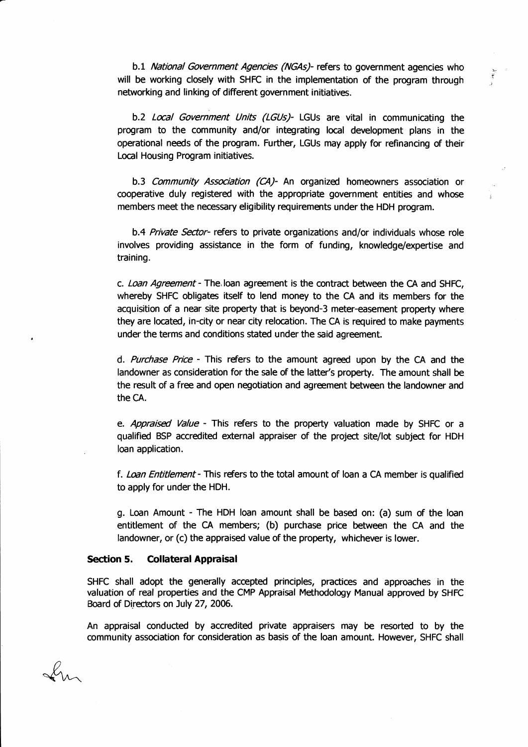b.1 *National Government Agencies (NGAs)*- refers to government agencies who will be working closely with SHFC in the implementation of the program through networking and linking of different government initiatives.

b.2 *Local Government Units (LGUs)*- LGUs are vital in communicating the program to the community and/or integrating local development plans in the operational needs of the program. Further, LGUs may apply for refinancing of their Local Housing Program initiatives.

b.3 *Community Association (CA)*- An organized homeowners association or cooperative duly registered with the appropriate government entities and whose members meet the necessary eligibility requirements under the HDH program.

b.4 *Private Sector*- refers to private organizations and/or individuals whose role involves providing assistance in the form of funding, knowledge/expertise and training.

c. *Loan Agreement* - The loan agreement is the contract between the CA and SHFC, whereby SHFC obligates itself to lend money to the CA and its members for the acquisition of a near site property that is beyond-3 meter-easement property where they are located, in-city or near city relocation. The CA is required to make payments under the terms and conditions stated under the said agreement.

d. *Purchase Price* - This refers to the amount agreed upon by the CA and the landowner as consideration for the sale of the latter's property. The amount shall be the result of a free and open negotiation and agreement between the landowner and the CA.

e. *Appraised Value* - This refers to the property valuation made by SHFC or a qualified BSP accredited external appraiser of the project site/lot subject for HDH loan application.

f. *Loan Entitlement* - This refers to the total amount of loan a CA member is qualified to apply for under the HDH.

g. Loan Amount - The HDH loan amount shall be based on: (a) sum of the loan entitlement of the CA members; (b) purchase price between the CA and the landowner, or (c) the appraised value of the property, whichever is lower.

**Section 5. Collateral Appraisal**

SHFC shall adopt the generally accepted principles, practices and approaches in the valuation of real properties and the CMP Appraisal Methodology Manual approved by SHFC Board of Directors on July 27, 2006.

An appraisal conducted by accredited private appraisers may be resorted to by the community association for consideration as basis of the loan amount. However, SHFC shall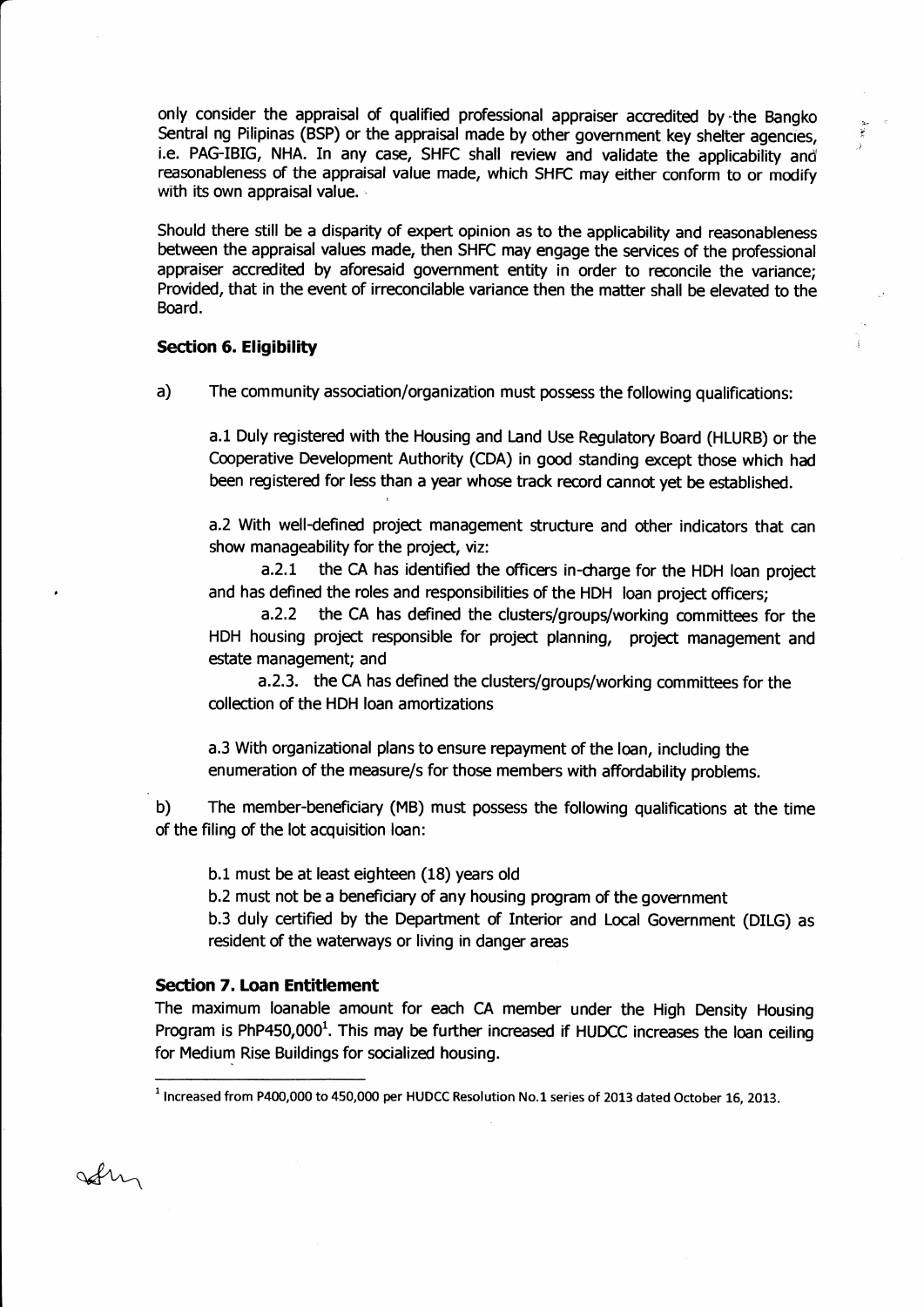only consider the appraisal of qualified professional appraiser accredited by the Bangko Sentral ng Pilipinas (BSP) or the appraisal made by other government key shelter agencies, i.e. PAG-IBIG, NHA. In any case, SHFC shall review and validate the applicability and reasonableness of the appraisal value made, which SHFC may either conform to or modify with its own appraisal value.

Should there still be a disparity of expert opinion as to the applicability and reasonableness between the appraisal values made, then SHFC may engage the services of the professional appraiser accredited by aforesaid government entity in order to reconcile the variance; Provided, that in the event of irreconcilable variance then the matter shall be elevated to the Board.

### Section 6. Eligibility

a) The community association/organization must possess the following qualifications:

a.1 Duly registered with the Housing and Land Use Regulatory Board (HLURB) or the Cooperative Development Authority (CDA) in good standing except those which had been registered for less than a year whose track record cannot yet be established.

a.2 With well-defined project management structure and other indicators that can show manageability for the project, viz:

a.2.1 the CA has identified the officers in-charge for the HDH loan project and has defined the roles and responsibilities of the HDH loan project officers;

a.2.2 the CA has defined the clusters/groups/working committees for the HDH housing project responsible for project planning, project management and estate management; and

a.2.3. the CA has defined the clusters/groups/working committees for the collection of the HDH loan amortizations

a.3 With organizational plans to ensure repayment of the loan, including the enumeration of the measure/s for those members with affordability problems.

b) The member-beneficiary (MB) must possess the following qualifications at the time of the filing of the lot acquisition loan:

b.1 must be at least eighteen (18) years old

b.2 must not be a beneficiary of any housing program of the government

b.3 duly certified by the Department of Interior and Local Government (DILG) as resident of the waterways or living in danger areas

### Section 7. Loan Entitlement

The maximum loanable amount for each CA member under the High Density Housing Program is PhP450,000[1]. This may be further increased if HUDCC increases the loan ceiling for Medium Rise Buildings for socialized housing.

[1] Increased from P400,000 to 450,000 per HUDCC Resolution No.1 series of 2013 dated October 16, 2013.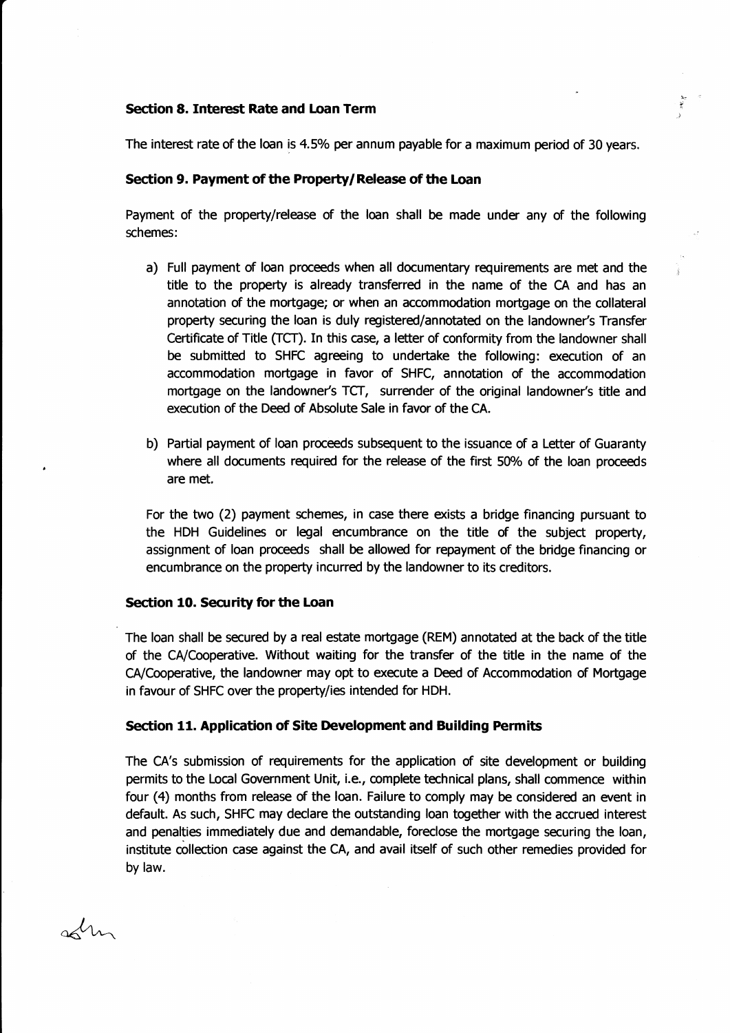### Section 8. Interest Rate and Loan Term

The interest rate of the loan is 4.5% per annum payable for a maximum period of 30 years.

### Section 9. Payment of the Property/Release of the Loan

Payment of the property/release of the loan shall be made under any of the following schemes:

a) Full payment of loan proceeds when all documentary requirements are met and the title to the property is already transferred in the name of the CA and has an annotation of the mortgage; or when an accommodation mortgage on the collateral property securing the loan is duly registered/annotated on the landowner's Transfer Certificate of Title (TCT). In this case, a letter of conformity from the landowner shall be submitted to SHFC agreeing to undertake the following: execution of an accommodation mortgage in favor of SHFC, annotation of the accommodation mortgage on the landowner's TCT, surrender of the original landowner's title and execution of the Deed of Absolute Sale in favor of the CA.

b) Partial payment of loan proceeds subsequent to the issuance of a Letter of Guaranty where all documents required for the release of the first 50% of the loan proceeds are met.

For the two (2) payment schemes, in case there exists a bridge financing pursuant to the HDH Guidelines or legal encumbrance on the title of the subject property, assignment of loan proceeds shall be allowed for repayment of the bridge financing or encumbrance on the property incurred by the landowner to its creditors.

### Section 10. Security for the Loan

The loan shall be secured by a real estate mortgage (REM) annotated at the back of the title of the CA/Cooperative. Without waiting for the transfer of the title in the name of the CA/Cooperative, the landowner may opt to execute a Deed of Accommodation of Mortgage in favour of SHFC over the property/ies intended for HDH.

### Section 11. Application of Site Development and Building Permits

The CA's submission of requirements for the application of site development or building permits to the Local Government Unit, i.e., complete technical plans, shall commence within four (4) months from release of the loan. Failure to comply may be considered an event in default. As such, SHFC may declare the outstanding loan together with the accrued interest and penalties immediately due and demandable, foreclose the mortgage securing the loan, institute collection case against the CA, and avail itself of such other remedies provided for by law.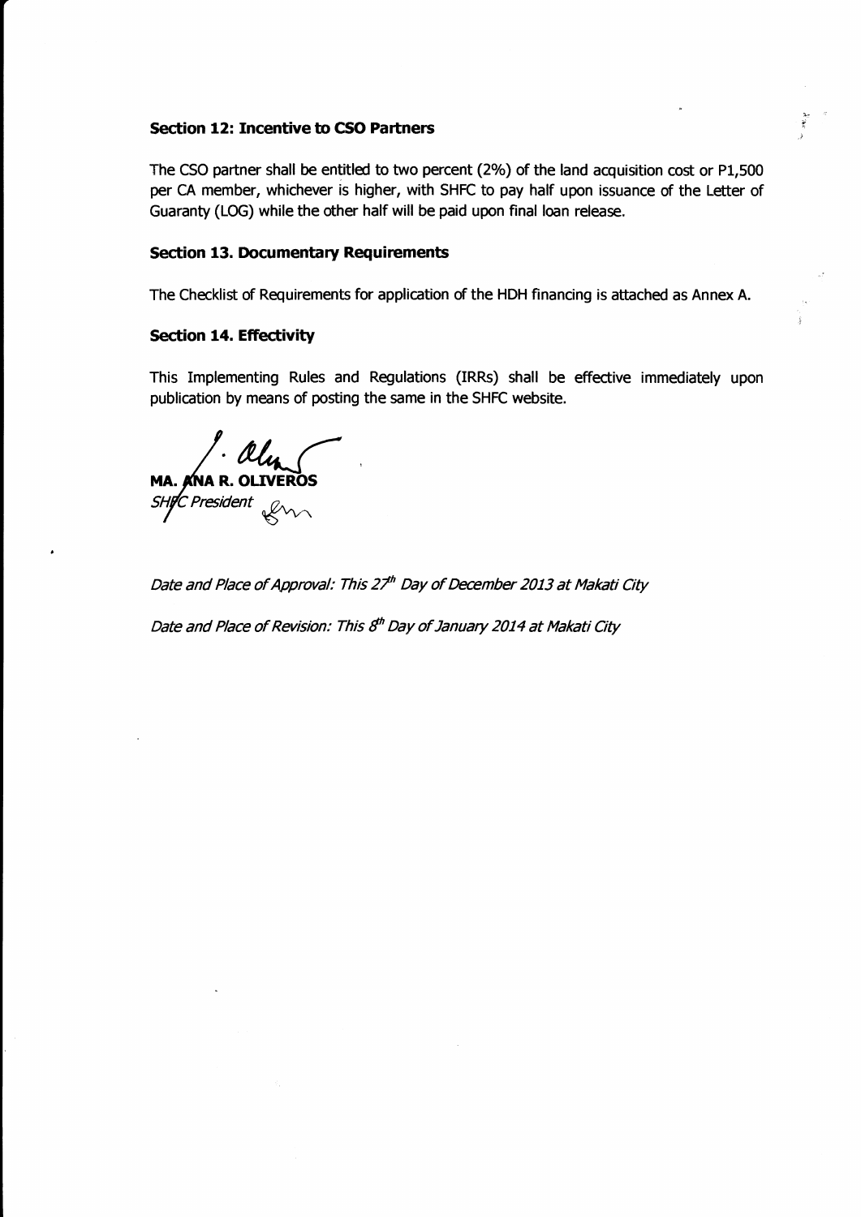### Section 12: Incentive to CSO Partners

The CSO partner shall be entitled to two percent (2%) of the land acquisition cost or P1,500 per CA member, whichever is higher, with SHFC to pay half upon issuance of the Letter of Guaranty (LOG) while the other half will be paid upon final loan release.

### Section 13. Documentary Requirements

The Checklist of Requirements for application of the HDH financing is attached as Annex A.

### Section 14. Effectivity

This Implementing Rules and Regulations (IRRs) shall be effective immediately upon publication by means of posting the same in the SHFC website.

**MA. ANA R. OLIVEROS**
*SHFC President*

*Date and Place of Approval: This 27th Day of December 2013 at Makati City*

*Date and Place of Revision: This 8th Day of January 2014 at Makati City*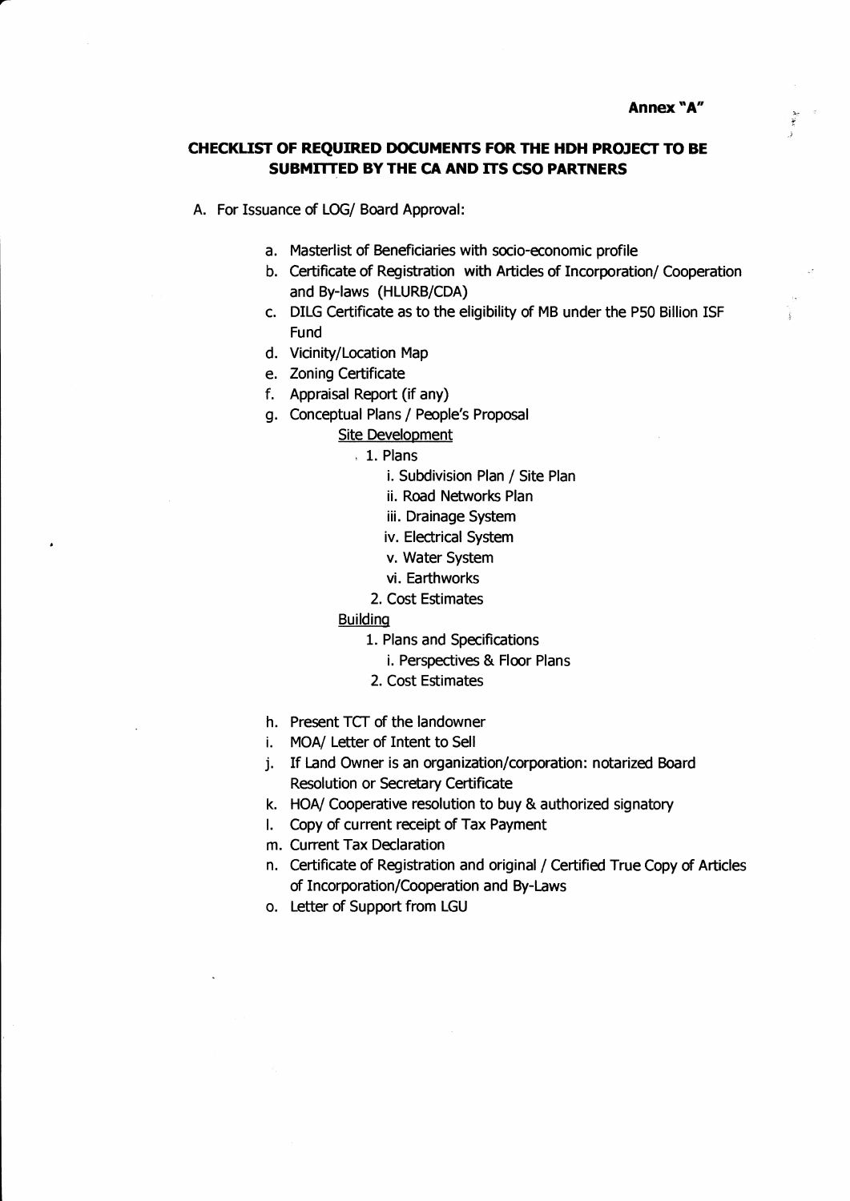**Annex "A"**

## CHECKLIST OF REQUIRED DOCUMENTS FOR THE HDH PROJECT TO BE SUBMITTED BY THE CA AND ITS CSO PARTNERS

A. For Issuance of LOG/ Board Approval:

a. Masterlist of Beneficiaries with socio-economic profile
b. Certificate of Registration with Articles of Incorporation/ Cooperation and By-laws (HLURB/CDA)
c. DILG Certificate as to the eligibility of MB under the P50 Billion ISF Fund
d. Vicinity/Location Map
e. Zoning Certificate
f. Appraisal Report (if any)
g. Conceptual Plans / People's Proposal

Site Development

1. Plans
   - i. Subdivision Plan / Site Plan
   - ii. Road Networks Plan
   - iii. Drainage System
   - iv. Electrical System
   - v. Water System
   - vi. Earthworks
2. Cost Estimates

Building

1. Plans and Specifications
   - i. Perspectives & Floor Plans
2. Cost Estimates

h. Present TCT of the landowner
i. MOA/ Letter of Intent to Sell
j. If Land Owner is an organization/corporation: notarized Board Resolution or Secretary Certificate
k. HOA/ Cooperative resolution to buy & authorized signatory
l. Copy of current receipt of Tax Payment
m. Current Tax Declaration
n. Certificate of Registration and original / Certified True Copy of Articles of Incorporation/Cooperation and By-Laws
o. Letter of Support from LGU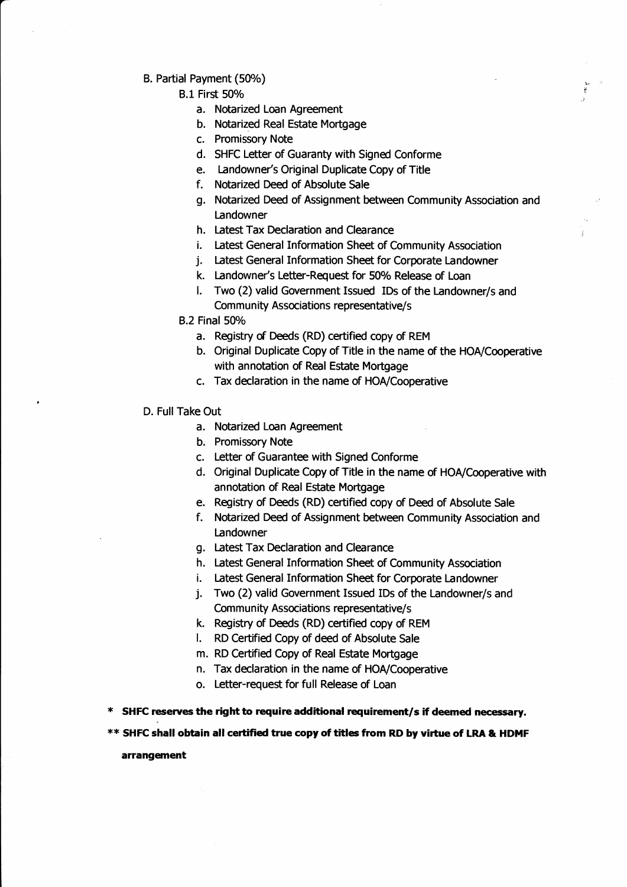B. Partial Payment (50%)

B.1 First 50%

a. Notarized Loan Agreement
b. Notarized Real Estate Mortgage
c. Promissory Note
d. SHFC Letter of Guaranty with Signed Conforme
e. Landowner's Original Duplicate Copy of Title
f. Notarized Deed of Absolute Sale
g. Notarized Deed of Assignment between Community Association and Landowner
h. Latest Tax Declaration and Clearance
i. Latest General Information Sheet of Community Association
j. Latest General Information Sheet for Corporate Landowner
k. Landowner's Letter-Request for 50% Release of Loan
l. Two (2) valid Government Issued IDs of the Landowner/s and Community Associations representative/s

B.2 Final 50%

a. Registry of Deeds (RD) certified copy of REM
b. Original Duplicate Copy of Title in the name of the HOA/Cooperative with annotation of Real Estate Mortgage
c. Tax declaration in the name of HOA/Cooperative

D. Full Take Out

a. Notarized Loan Agreement
b. Promissory Note
c. Letter of Guarantee with Signed Conforme
d. Original Duplicate Copy of Title in the name of HOA/Cooperative with annotation of Real Estate Mortgage
e. Registry of Deeds (RD) certified copy of Deed of Absolute Sale
f. Notarized Deed of Assignment between Community Association and Landowner
g. Latest Tax Declaration and Clearance
h. Latest General Information Sheet of Community Association
i. Latest General Information Sheet for Corporate Landowner
j. Two (2) valid Government Issued IDs of the Landowner/s and Community Associations representative/s
k. Registry of Deeds (RD) certified copy of REM
l. RD Certified Copy of deed of Absolute Sale
m. RD Certified Copy of Real Estate Mortgage
n. Tax declaration in the name of HOA/Cooperative
o. Letter-request for full Release of Loan

**\* SHFC reserves the right to require additional requirement/s if deemed necessary.**

**\*\* SHFC shall obtain all certified true copy of titles from RD by virtue of LRA & HDMF arrangement**